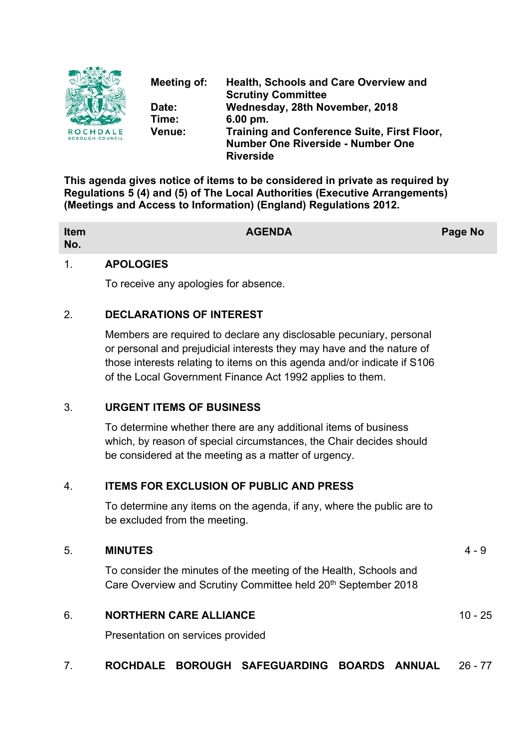ROCHDALE BOROUGH COUNCIL

**Meeting of:** Health, Schools and Care Overview and Scrutiny Committee
**Date:** Wednesday, 28th November, 2018
**Time:** 6.00 pm.
**Venue:** Training and Conference Suite, First Floor, Number One Riverside - Number One Riverside

**This agenda gives notice of items to be considered in private as required by Regulations 5 (4) and (5) of The Local Authorities (Executive Arrangements) (Meetings and Access to Information) (England) Regulations 2012.**

| Item No. | AGENDA | Page No |
|---|---|---|
| 1. | **APOLOGIES**<br>To receive any apologies for absence. | |
| 2. | **DECLARATIONS OF INTEREST**<br>Members are required to declare any disclosable pecuniary, personal or personal and prejudicial interests they may have and the nature of those interests relating to items on this agenda and/or indicate if S106 of the Local Government Finance Act 1992 applies to them. | |
| 3. | **URGENT ITEMS OF BUSINESS**<br>To determine whether there are any additional items of business which, by reason of special circumstances, the Chair decides should be considered at the meeting as a matter of urgency. | |
| 4. | **ITEMS FOR EXCLUSION OF PUBLIC AND PRESS**<br>To determine any items on the agenda, if any, where the public are to be excluded from the meeting. | |
| 5. | **MINUTES**<br>To consider the minutes of the meeting of the Health, Schools and Care Overview and Scrutiny Committee held 20th September 2018 | 4 - 9 |
| 6. | **NORTHERN CARE ALLIANCE**<br>Presentation on services provided | 10 - 25 |
| 7. | **ROCHDALE BOROUGH SAFEGUARDING BOARDS ANNUAL** | 26 - 77 |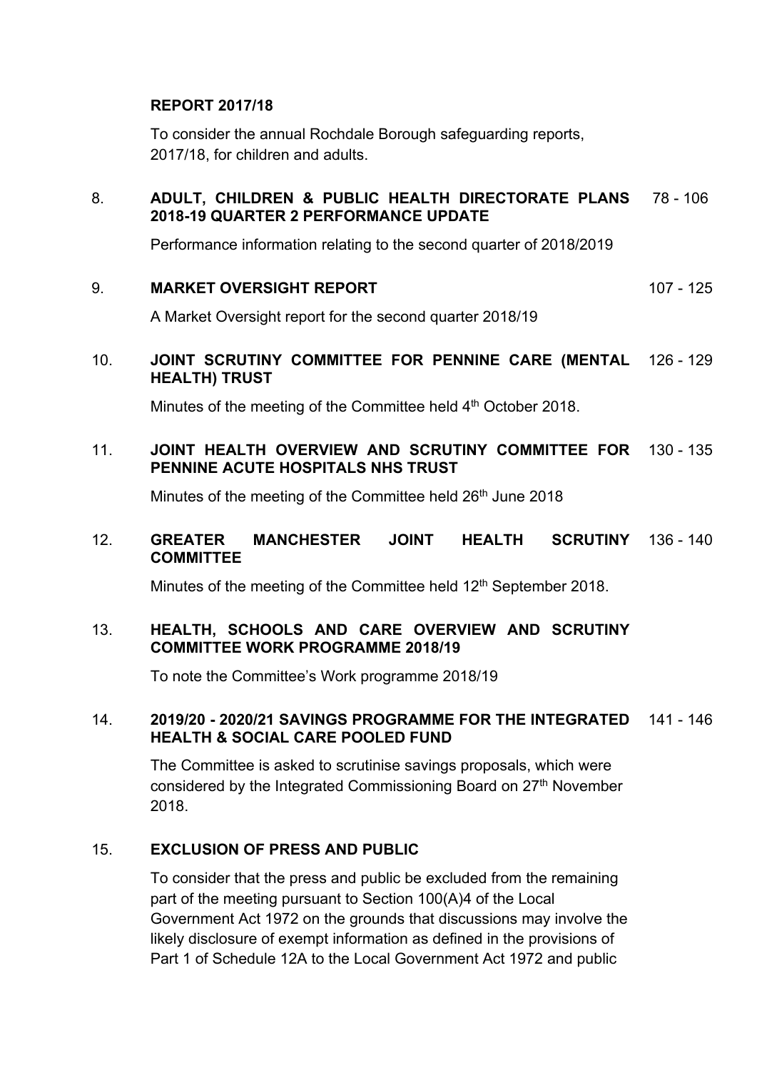**REPORT 2017/18**

To consider the annual Rochdale Borough safeguarding reports, 2017/18, for children and adults.

8. **ADULT, CHILDREN & PUBLIC HEALTH DIRECTORATE PLANS 2018-19 QUARTER 2 PERFORMANCE UPDATE** 78 - 106

   Performance information relating to the second quarter of 2018/2019

9. **MARKET OVERSIGHT REPORT** 107 - 125

   A Market Oversight report for the second quarter 2018/19

10. **JOINT SCRUTINY COMMITTEE FOR PENNINE CARE (MENTAL HEALTH) TRUST** 126 - 129

    Minutes of the meeting of the Committee held 4th October 2018.

11. **JOINT HEALTH OVERVIEW AND SCRUTINY COMMITTEE FOR PENNINE ACUTE HOSPITALS NHS TRUST** 130 - 135

    Minutes of the meeting of the Committee held 26th June 2018

12. **GREATER MANCHESTER JOINT HEALTH SCRUTINY COMMITTEE** 136 - 140

    Minutes of the meeting of the Committee held 12th September 2018.

13. **HEALTH, SCHOOLS AND CARE OVERVIEW AND SCRUTINY COMMITTEE WORK PROGRAMME 2018/19**

    To note the Committee's Work programme 2018/19

14. **2019/20 - 2020/21 SAVINGS PROGRAMME FOR THE INTEGRATED HEALTH & SOCIAL CARE POOLED FUND** 141 - 146

    The Committee is asked to scrutinise savings proposals, which were considered by the Integrated Commissioning Board on 27th November 2018.

15. **EXCLUSION OF PRESS AND PUBLIC**

    To consider that the press and public be excluded from the remaining part of the meeting pursuant to Section 100(A)4 of the Local Government Act 1972 on the grounds that discussions may involve the likely disclosure of exempt information as defined in the provisions of Part 1 of Schedule 12A to the Local Government Act 1972 and public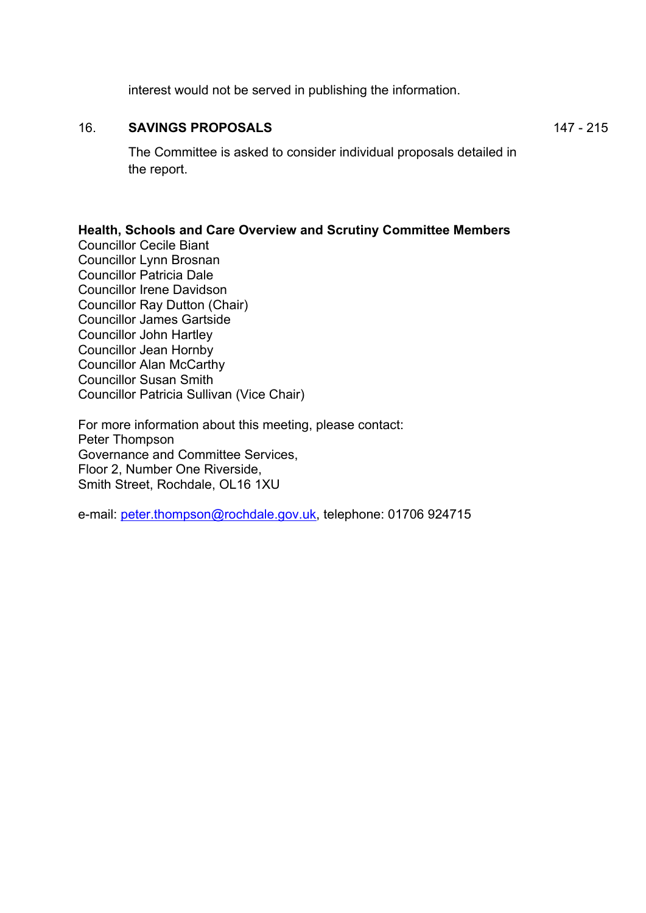interest would not be served in publishing the information.

16. **SAVINGS PROPOSALS** 147 - 215

The Committee is asked to consider individual proposals detailed in the report.

**Health, Schools and Care Overview and Scrutiny Committee Members**

Councillor Cecile Biant
Councillor Lynn Brosnan
Councillor Patricia Dale
Councillor Irene Davidson
Councillor Ray Dutton (Chair)
Councillor James Gartside
Councillor John Hartley
Councillor Jean Hornby
Councillor Alan McCarthy
Councillor Susan Smith
Councillor Patricia Sullivan (Vice Chair)

For more information about this meeting, please contact:
Peter Thompson
Governance and Committee Services,
Floor 2, Number One Riverside,
Smith Street, Rochdale, OL16 1XU

e-mail: peter.thompson@rochdale.gov.uk, telephone: 01706 924715